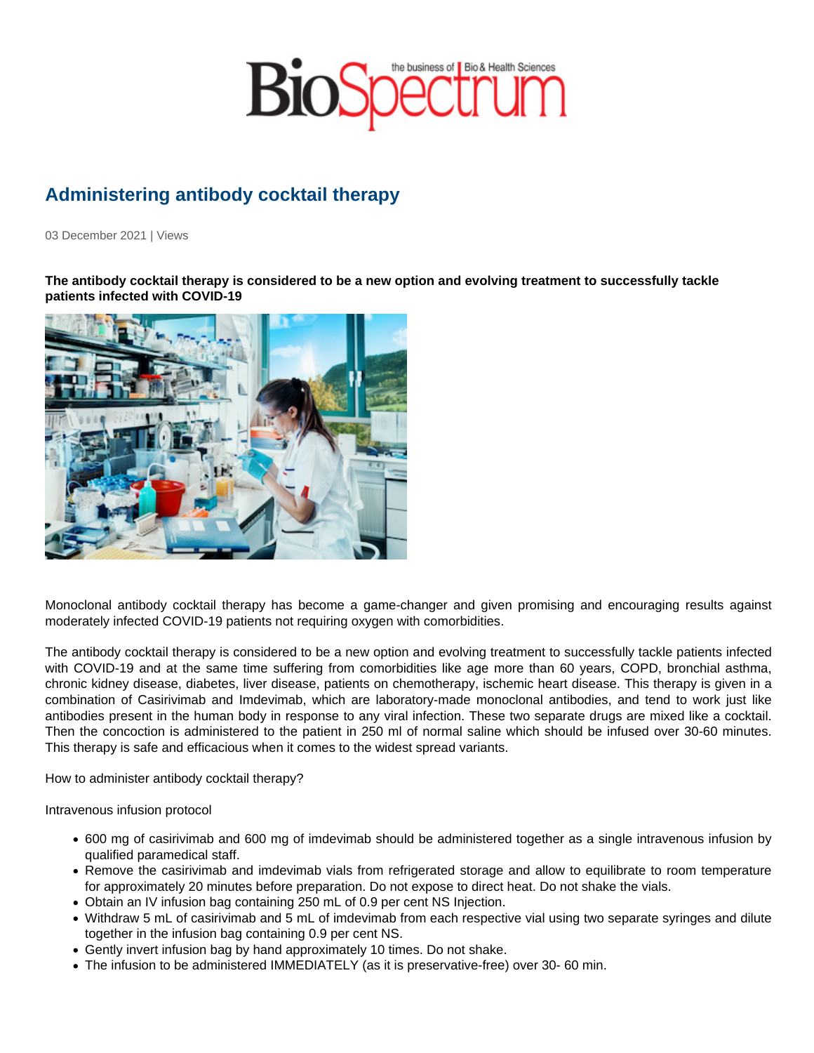# Administering antibody cocktail therapy

03 December 2021 | Views

**The antibody cocktail therapy is considered to be a new option and evolving treatment to successfully tackle patients infected with COVID-19**

Monoclonal antibody cocktail therapy has become a game-changer and given promising and encouraging results against moderately infected COVID-19 patients not requiring oxygen with comorbidities.

The antibody cocktail therapy is considered to be a new option and evolving treatment to successfully tackle patients infected with COVID-19 and at the same time suffering from comorbidities like age more than 60 years, COPD, bronchial asthma, chronic kidney disease, diabetes, liver disease, patients on chemotherapy, ischemic heart disease. This therapy is given in a combination of Casirivimab and Imdevimab, which are laboratory-made monoclonal antibodies, and tend to work just like antibodies present in the human body in response to any viral infection. These two separate drugs are mixed like a cocktail. Then the concoction is administered to the patient in 250 ml of normal saline which should be infused over 30-60 minutes. This therapy is safe and efficacious when it comes to the widest spread variants.

How to administer antibody cocktail therapy?

Intravenous infusion protocol

- 600 mg of casirivimab and 600 mg of imdevimab should be administered together as a single intravenous infusion by qualified paramedical staff.
- Remove the casirivimab and imdevimab vials from refrigerated storage and allow to equilibrate to room temperature for approximately 20 minutes before preparation. Do not expose to direct heat. Do not shake the vials.
- Obtain an IV infusion bag containing 250 mL of 0.9 per cent NS Injection.
- Withdraw 5 mL of casirivimab and 5 mL of imdevimab from each respective vial using two separate syringes and dilute together in the infusion bag containing 0.9 per cent NS.
- Gently invert infusion bag by hand approximately 10 times. Do not shake.
- The infusion to be administered IMMEDIATELY (as it is preservative-free) over 30- 60 min.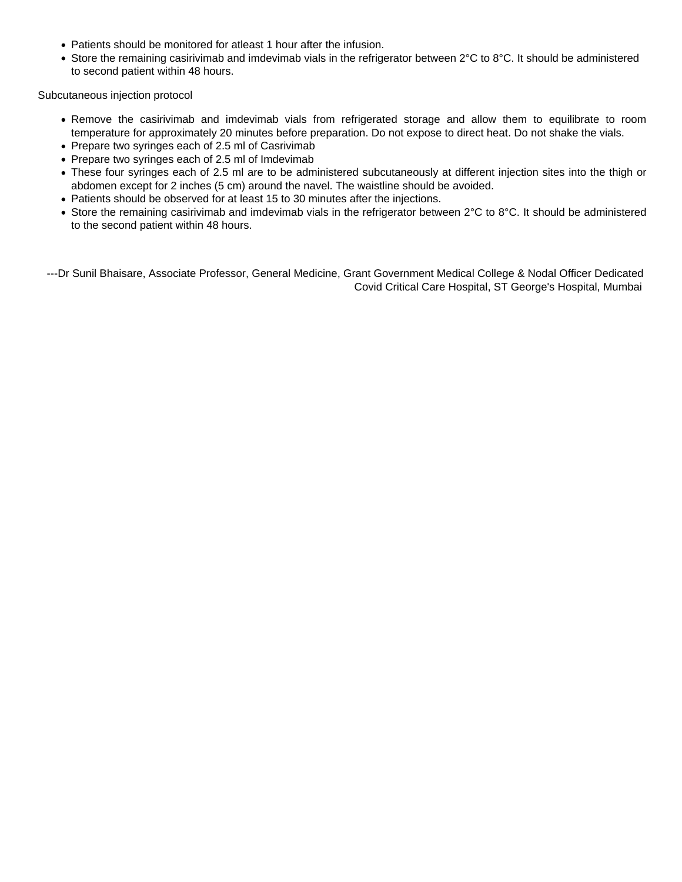- Patients should be monitored for atleast 1 hour after the infusion.
- Store the remaining casirivimab and imdevimab vials in the refrigerator between 2°C to 8°C. It should be administered to second patient within 48 hours.

Subcutaneous injection protocol

- Remove the casirivimab and imdevimab vials from refrigerated storage and allow them to equilibrate to room temperature for approximately 20 minutes before preparation. Do not expose to direct heat. Do not shake the vials.
- Prepare two syringes each of 2.5 ml of Casrivimab
- Prepare two syringes each of 2.5 ml of Imdevimab
- These four syringes each of 2.5 ml are to be administered subcutaneously at different injection sites into the thigh or abdomen except for 2 inches (5 cm) around the navel. The waistline should be avoided.
- Patients should be observed for at least 15 to 30 minutes after the injections.
- Store the remaining casirivimab and imdevimab vials in the refrigerator between 2°C to 8°C. It should be administered to the second patient within 48 hours.

---Dr Sunil Bhaisare, Associate Professor, General Medicine, Grant Government Medical College & Nodal Officer Dedicated Covid Critical Care Hospital, ST George's Hospital, Mumbai